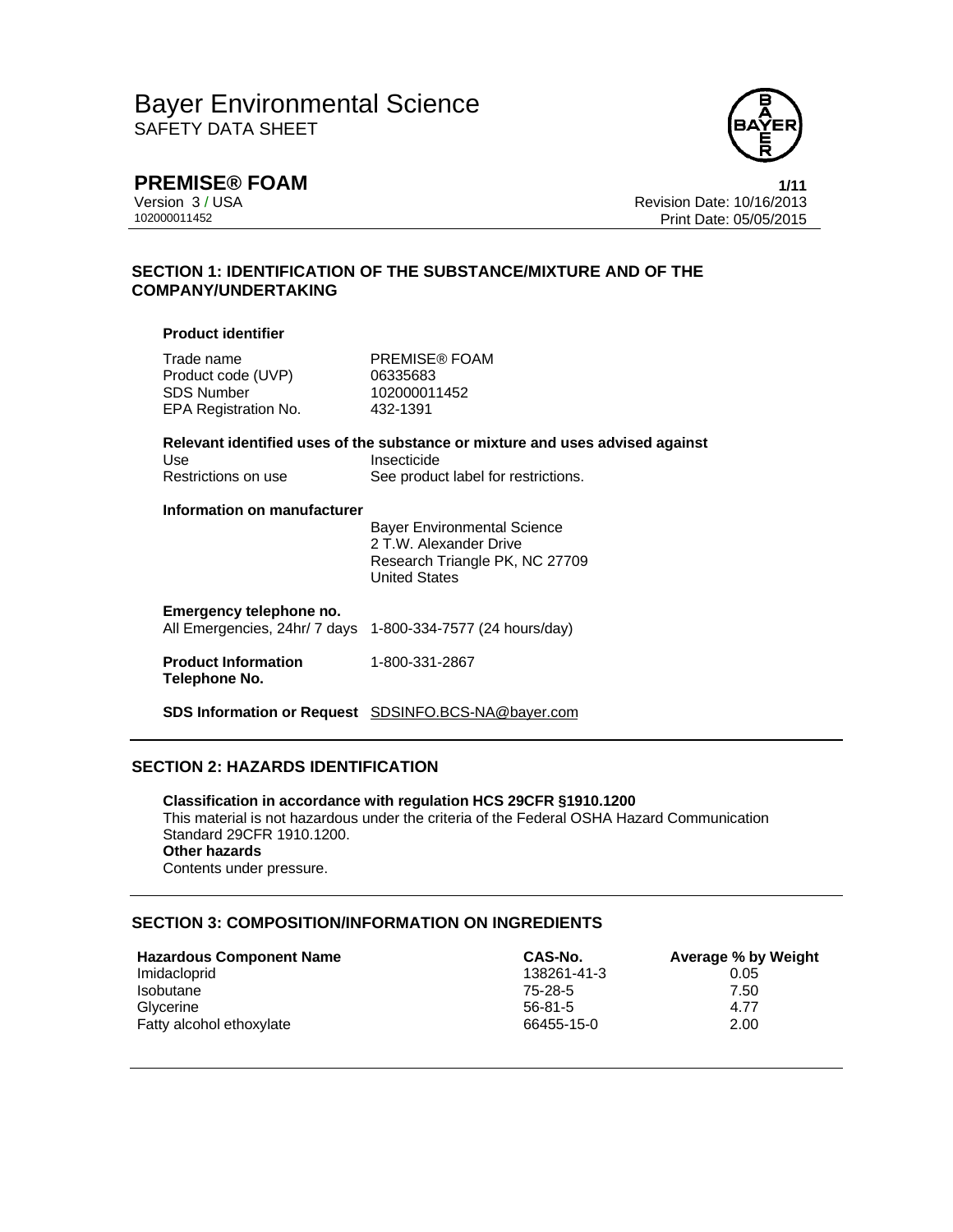# Bayer Environmental Science

SAFETY DATA SHEET

**PREMISE® FOAM**

Version 3 / USA
102000011452

Revision Date: 10/16/2013
Print Date: 05/05/2015

## SECTION 1: IDENTIFICATION OF THE SUBSTANCE/MIXTURE AND OF THE COMPANY/UNDERTAKING

**Product identifier**

| | |
|---|---|
| Trade name | PREMISE® FOAM |
| Product code (UVP) | 06335683 |
| SDS Number | 102000011452 |
| EPA Registration No. | 432-1391 |

**Relevant identified uses of the substance or mixture and uses advised against**

| | |
|---|---|
| Use | Insecticide |
| Restrictions on use | See product label for restrictions. |

**Information on manufacturer**

Bayer Environmental Science
2 T.W. Alexander Drive
Research Triangle PK, NC 27709
United States

**Emergency telephone no.**

All Emergencies, 24hr/ 7 days 1-800-334-7577 (24 hours/day)

**Product Information Telephone No.** 1-800-331-2867

**SDS Information or Request** SDSINFO.BCS-NA@bayer.com

## SECTION 2: HAZARDS IDENTIFICATION

**Classification in accordance with regulation HCS 29CFR §1910.1200**

This material is not hazardous under the criteria of the Federal OSHA Hazard Communication Standard 29CFR 1910.1200.

**Other hazards**

Contents under pressure.

## SECTION 3: COMPOSITION/INFORMATION ON INGREDIENTS

| Hazardous Component Name | CAS-No. | Average % by Weight |
|---|---|---|
| Imidacloprid | 138261-41-3 | 0.05 |
| Isobutane | 75-28-5 | 7.50 |
| Glycerine | 56-81-5 | 4.77 |
| Fatty alcohol ethoxylate | 66455-15-0 | 2.00 |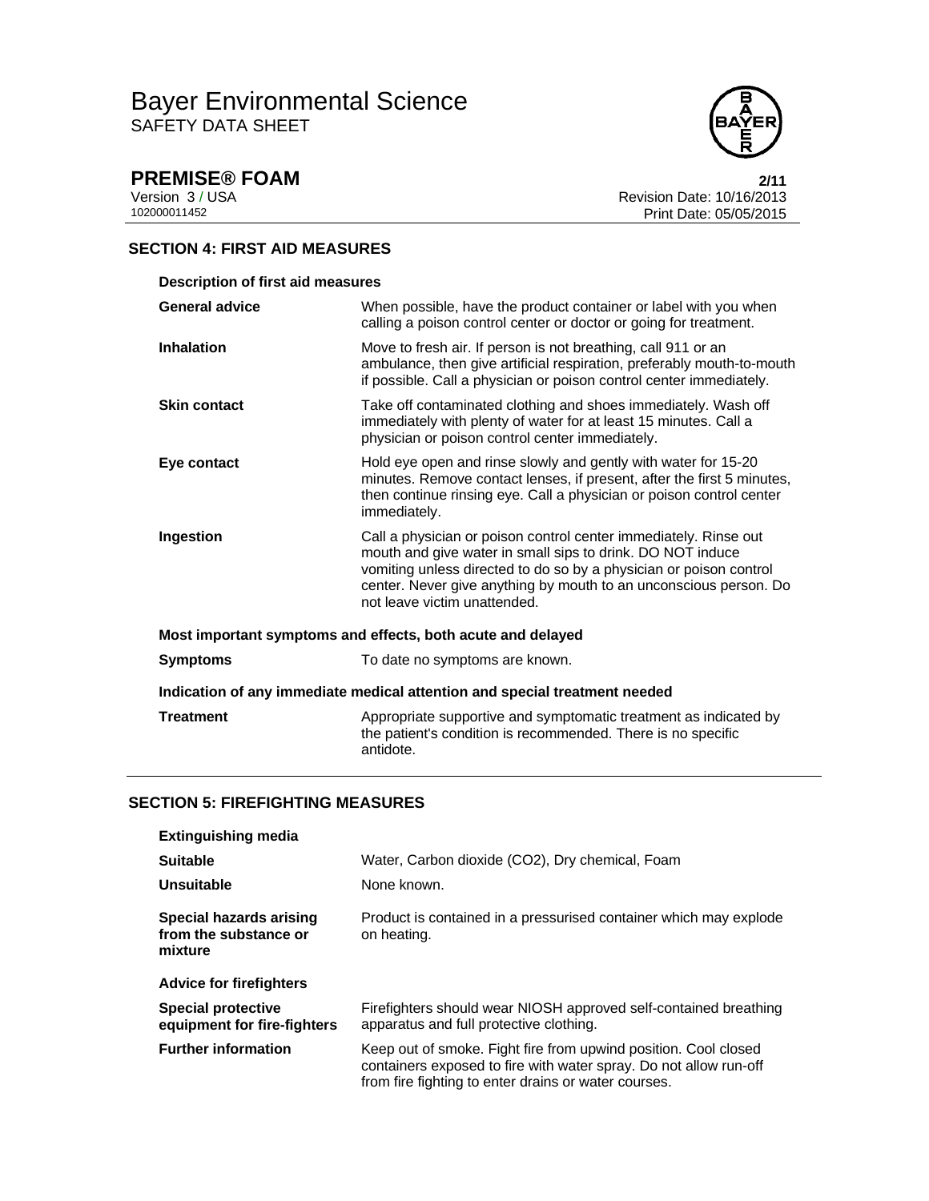## SECTION 4: FIRST AID MEASURES

### Description of first aid measures

| | |
|---|---|
| **General advice** | When possible, have the product container or label with you when calling a poison control center or doctor or going for treatment. |
| **Inhalation** | Move to fresh air. If person is not breathing, call 911 or an ambulance, then give artificial respiration, preferably mouth-to-mouth if possible. Call a physician or poison control center immediately. |
| **Skin contact** | Take off contaminated clothing and shoes immediately. Wash off immediately with plenty of water for at least 15 minutes. Call a physician or poison control center immediately. |
| **Eye contact** | Hold eye open and rinse slowly and gently with water for 15-20 minutes. Remove contact lenses, if present, after the first 5 minutes, then continue rinsing eye. Call a physician or poison control center immediately. |
| **Ingestion** | Call a physician or poison control center immediately. Rinse out mouth and give water in small sips to drink. DO NOT induce vomiting unless directed to do so by a physician or poison control center. Never give anything by mouth to an unconscious person. Do not leave victim unattended. |

### Most important symptoms and effects, both acute and delayed

| | |
|---|---|
| **Symptoms** | To date no symptoms are known. |

### Indication of any immediate medical attention and special treatment needed

| | |
|---|---|
| **Treatment** | Appropriate supportive and symptomatic treatment as indicated by the patient's condition is recommended. There is no specific antidote. |

## SECTION 5: FIREFIGHTING MEASURES

### Extinguishing media

| | |
|---|---|
| **Suitable** | Water, Carbon dioxide ($CO_2$), Dry chemical, Foam |
| **Unsuitable** | None known. |
| **Special hazards arising from the substance or mixture** | Product is contained in a pressurised container which may explode on heating. |

### Advice for firefighters

| | |
|---|---|
| **Special protective equipment for fire-fighters** | Firefighters should wear NIOSH approved self-contained breathing apparatus and full protective clothing. |
| **Further information** | Keep out of smoke. Fight fire from upwind position. Cool closed containers exposed to fire with water spray. Do not allow run-off from fire fighting to enter drains or water courses. |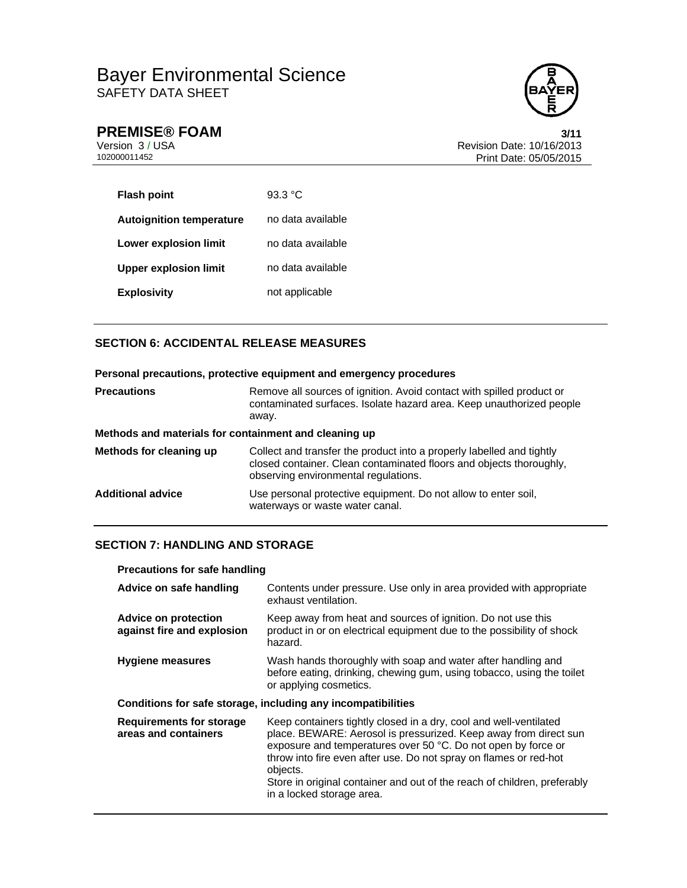| | |
|---|---|
| **Flash point** | 93.3 °C |
| **Autoignition temperature** | no data available |
| **Lower explosion limit** | no data available |
| **Upper explosion limit** | no data available |
| **Explosivity** | not applicable |

## SECTION 6: ACCIDENTAL RELEASE MEASURES

**Personal precautions, protective equipment and emergency procedures**

| | |
|---|---|
| **Precautions** | Remove all sources of ignition. Avoid contact with spilled product or contaminated surfaces. Isolate hazard area. Keep unauthorized people away. |

**Methods and materials for containment and cleaning up**

| | |
|---|---|
| **Methods for cleaning up** | Collect and transfer the product into a properly labelled and tightly closed container. Clean contaminated floors and objects thoroughly, observing environmental regulations. |
| **Additional advice** | Use personal protective equipment. Do not allow to enter soil, waterways or waste water canal. |

## SECTION 7: HANDLING AND STORAGE

**Precautions for safe handling**

| | |
|---|---|
| **Advice on safe handling** | Contents under pressure. Use only in area provided with appropriate exhaust ventilation. |
| **Advice on protection against fire and explosion** | Keep away from heat and sources of ignition. Do not use this product in or on electrical equipment due to the possibility of shock hazard. |
| **Hygiene measures** | Wash hands thoroughly with soap and water after handling and before eating, drinking, chewing gum, using tobacco, using the toilet or applying cosmetics. |

**Conditions for safe storage, including any incompatibilities**

| | |
|---|---|
| **Requirements for storage areas and containers** | Keep containers tightly closed in a dry, cool and well-ventilated place. BEWARE: Aerosol is pressurized. Keep away from direct sun exposure and temperatures over 50 °C. Do not open by force or throw into fire even after use. Do not spray on flames or red-hot objects.<br>Store in original container and out of the reach of children, preferably in a locked storage area. |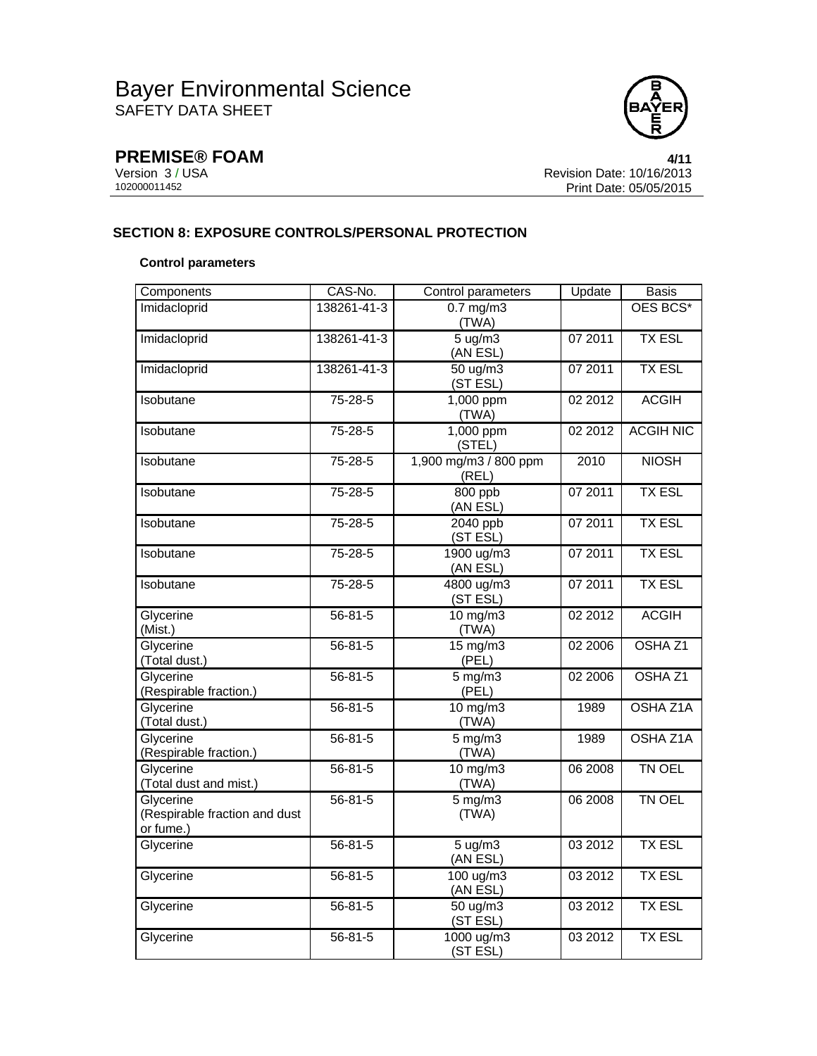## SECTION 8: EXPOSURE CONTROLS/PERSONAL PROTECTION

### Control parameters

| Components | CAS-No. | Control parameters | Update | Basis |
|---|---|---|---|---|
| Imidacloprid | 138261-41-3 | 0.7 mg/m3 (TWA) | | OES BCS* |
| Imidacloprid | 138261-41-3 | 5 ug/m3 (AN ESL) | 07 2011 | TX ESL |
| Imidacloprid | 138261-41-3 | 50 ug/m3 (ST ESL) | 07 2011 | TX ESL |
| Isobutane | 75-28-5 | 1,000 ppm (TWA) | 02 2012 | ACGIH |
| Isobutane | 75-28-5 | 1,000 ppm (STEL) | 02 2012 | ACGIH NIC |
| Isobutane | 75-28-5 | 1,900 mg/m3 / 800 ppm (REL) | 2010 | NIOSH |
| Isobutane | 75-28-5 | 800 ppb (AN ESL) | 07 2011 | TX ESL |
| Isobutane | 75-28-5 | 2040 ppb (ST ESL) | 07 2011 | TX ESL |
| Isobutane | 75-28-5 | 1900 ug/m3 (AN ESL) | 07 2011 | TX ESL |
| Isobutane | 75-28-5 | 4800 ug/m3 (ST ESL) | 07 2011 | TX ESL |
| Glycerine (Mist.) | 56-81-5 | 10 mg/m3 (TWA) | 02 2012 | ACGIH |
| Glycerine (Total dust.) | 56-81-5 | 15 mg/m3 (PEL) | 02 2006 | OSHA Z1 |
| Glycerine (Respirable fraction.) | 56-81-5 | 5 mg/m3 (PEL) | 02 2006 | OSHA Z1 |
| Glycerine (Total dust.) | 56-81-5 | 10 mg/m3 (TWA) | 1989 | OSHA Z1A |
| Glycerine (Respirable fraction.) | 56-81-5 | 5 mg/m3 (TWA) | 1989 | OSHA Z1A |
| Glycerine (Total dust and mist.) | 56-81-5 | 10 mg/m3 (TWA) | 06 2008 | TN OEL |
| Glycerine (Respirable fraction and dust or fume.) | 56-81-5 | 5 mg/m3 (TWA) | 06 2008 | TN OEL |
| Glycerine | 56-81-5 | 5 ug/m3 (AN ESL) | 03 2012 | TX ESL |
| Glycerine | 56-81-5 | 100 ug/m3 (AN ESL) | 03 2012 | TX ESL |
| Glycerine | 56-81-5 | 50 ug/m3 (ST ESL) | 03 2012 | TX ESL |
| Glycerine | 56-81-5 | 1000 ug/m3 (ST ESL) | 03 2012 | TX ESL |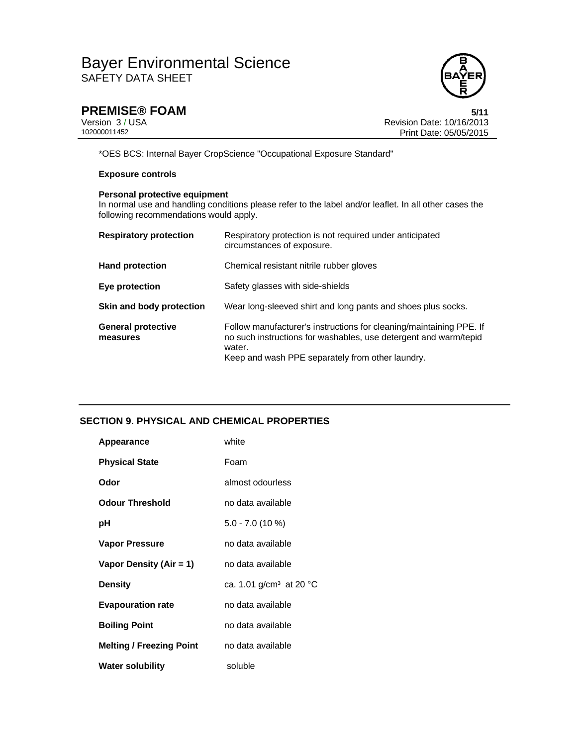*OES BCS: Internal Bayer CropScience "Occupational Exposure Standard"

**Exposure controls**

**Personal protective equipment**
In normal use and handling conditions please refer to the label and/or leaflet. In all other cases the following recommendations would apply.

| | |
|---|---|
| **Respiratory protection** | Respiratory protection is not required under anticipated circumstances of exposure. |
| **Hand protection** | Chemical resistant nitrile rubber gloves |
| **Eye protection** | Safety glasses with side-shields |
| **Skin and body protection** | Wear long-sleeved shirt and long pants and shoes plus socks. |
| **General protective measures** | Follow manufacturer's instructions for cleaning/maintaining PPE. If no such instructions for washables, use detergent and warm/tepid water.<br>Keep and wash PPE separately from other laundry. |

## SECTION 9. PHYSICAL AND CHEMICAL PROPERTIES

| | |
|---|---|
| **Appearance** | white |
| **Physical State** | Foam |
| **Odor** | almost odourless |
| **Odour Threshold** | no data available |
| **pH** | 5.0 - 7.0 (10 %) |
| **Vapor Pressure** | no data available |
| **Vapor Density (Air = 1)** | no data available |
| **Density** | ca. 1.01 g/cm³ at 20 °C |
| **Evapouration rate** | no data available |
| **Boiling Point** | no data available |
| **Melting / Freezing Point** | no data available |
| **Water solubility** | soluble |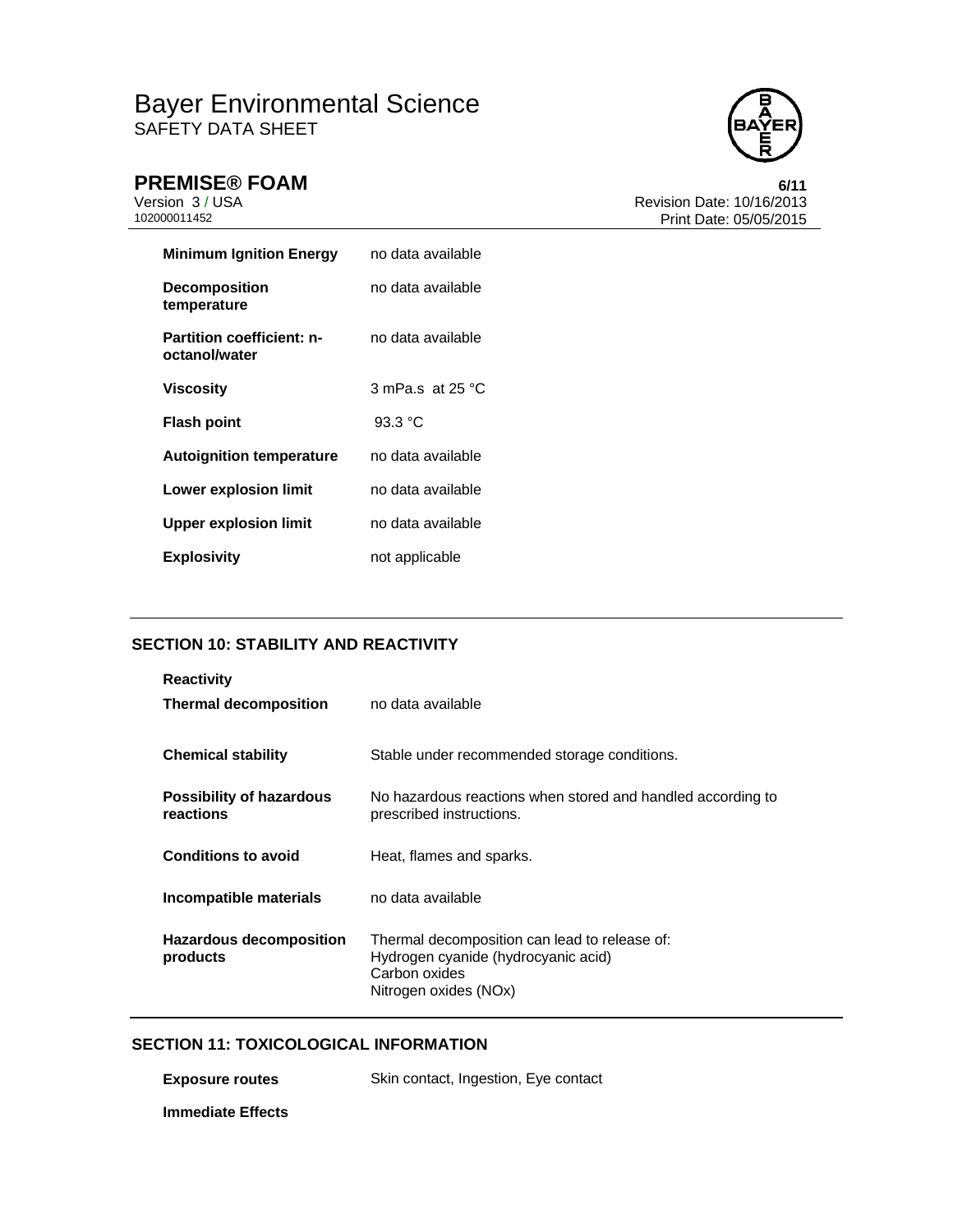| | |
|---|---|
| **Minimum Ignition Energy** | no data available |
| **Decomposition temperature** | no data available |
| **Partition coefficient: n-octanol/water** | no data available |
| **Viscosity** | 3 mPa.s at 25 °C |
| **Flash point** | 93.3 °C |
| **Autoignition temperature** | no data available |
| **Lower explosion limit** | no data available |
| **Upper explosion limit** | no data available |
| **Explosivity** | not applicable |

## SECTION 10: STABILITY AND REACTIVITY

**Reactivity**

| | |
|---|---|
| **Thermal decomposition** | no data available |
| **Chemical stability** | Stable under recommended storage conditions. |
| **Possibility of hazardous reactions** | No hazardous reactions when stored and handled according to prescribed instructions. |
| **Conditions to avoid** | Heat, flames and sparks. |
| **Incompatible materials** | no data available |
| **Hazardous decomposition products** | Thermal decomposition can lead to release of: Hydrogen cyanide (hydrocyanic acid) Carbon oxides Nitrogen oxides (NOx) |

## SECTION 11: TOXICOLOGICAL INFORMATION

| | |
|---|---|
| **Exposure routes** | Skin contact, Ingestion, Eye contact |

**Immediate Effects**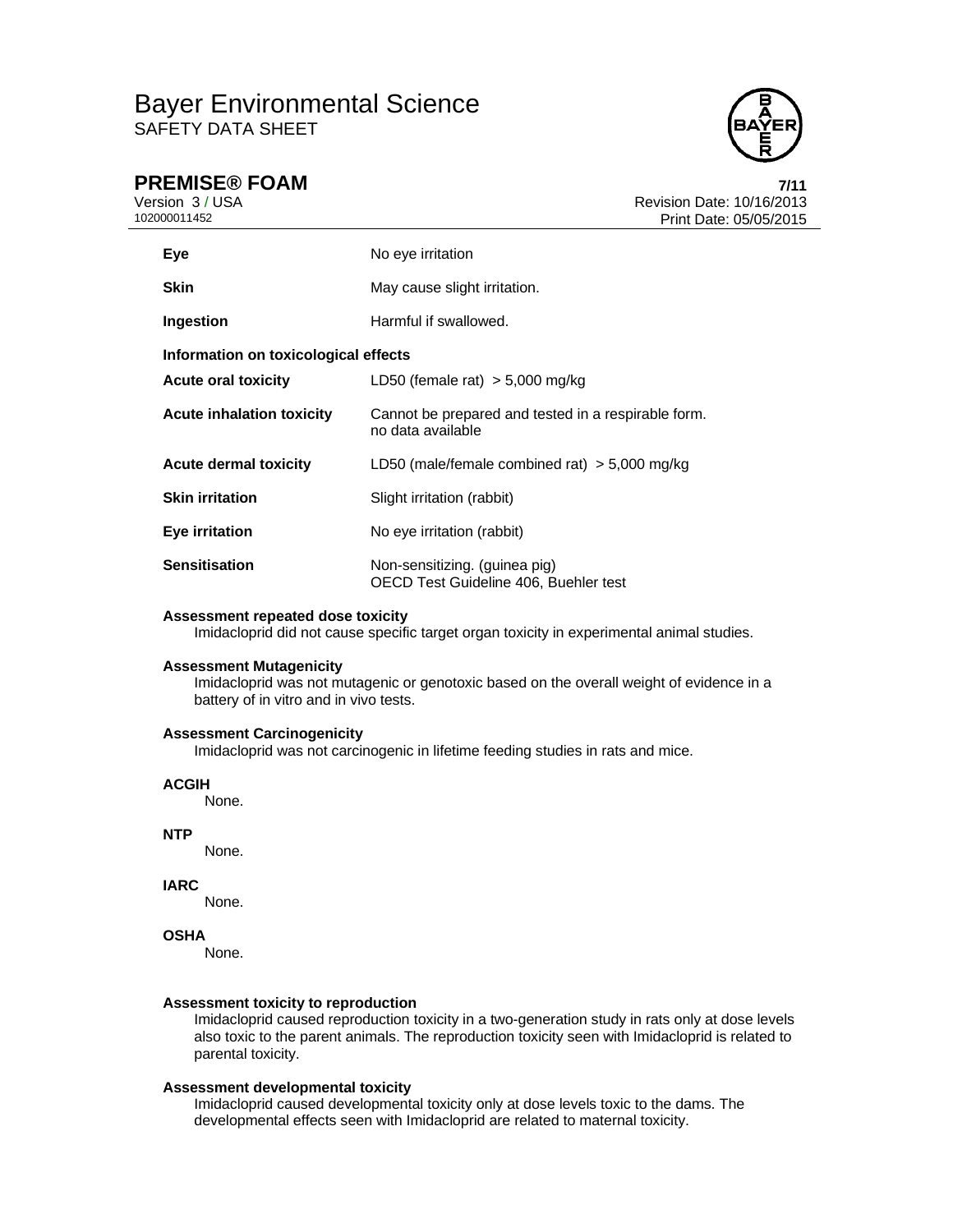| | |
|---|---|
| **Eye** | No eye irritation |
| **Skin** | May cause slight irritation. |
| **Ingestion** | Harmful if swallowed. |

**Information on toxicological effects**

| | |
|---|---|
| **Acute oral toxicity** | LD50 (female rat) > 5,000 mg/kg |
| **Acute inhalation toxicity** | Cannot be prepared and tested in a respirable form. no data available |
| **Acute dermal toxicity** | LD50 (male/female combined rat) > 5,000 mg/kg |
| **Skin irritation** | Slight irritation (rabbit) |
| **Eye irritation** | No eye irritation (rabbit) |
| **Sensitisation** | Non-sensitizing. (guinea pig) OECD Test Guideline 406, Buehler test |

**Assessment repeated dose toxicity**

Imidacloprid did not cause specific target organ toxicity in experimental animal studies.

**Assessment Mutagenicity**

Imidacloprid was not mutagenic or genotoxic based on the overall weight of evidence in a battery of in vitro and in vivo tests.

**Assessment Carcinogenicity**

Imidacloprid was not carcinogenic in lifetime feeding studies in rats and mice.

**ACGIH**

None.

**NTP**

None.

**IARC**

None.

**OSHA**

None.

**Assessment toxicity to reproduction**

Imidacloprid caused reproduction toxicity in a two-generation study in rats only at dose levels also toxic to the parent animals. The reproduction toxicity seen with Imidacloprid is related to parental toxicity.

**Assessment developmental toxicity**

Imidacloprid caused developmental toxicity only at dose levels toxic to the dams. The developmental effects seen with Imidacloprid are related to maternal toxicity.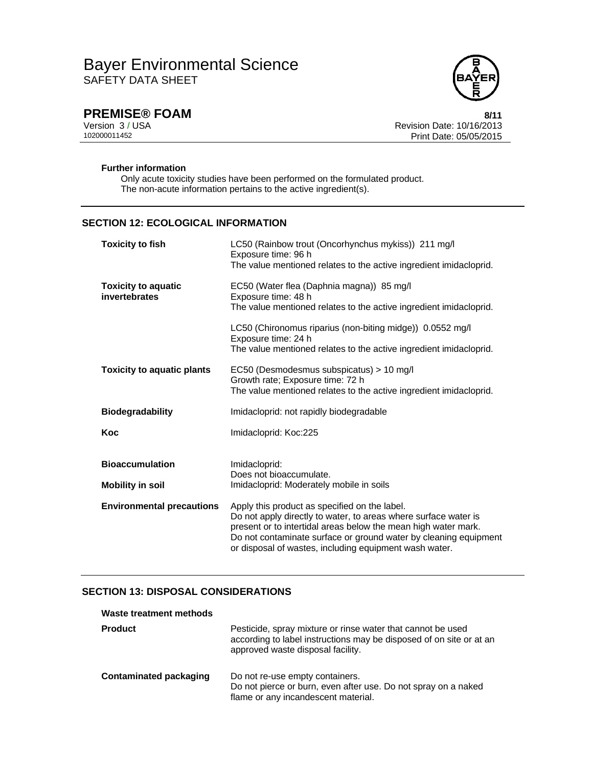**Further information**

Only acute toxicity studies have been performed on the formulated product.
The non-acute information pertains to the active ingredient(s).

## SECTION 12: ECOLOGICAL INFORMATION

| | |
|---|---|
| **Toxicity to fish** | LC50 (Rainbow trout (Oncorhynchus mykiss)) 211 mg/l<br>Exposure time: 96 h<br>The value mentioned relates to the active ingredient imidacloprid. |
| **Toxicity to aquatic invertebrates** | EC50 (Water flea (Daphnia magna)) 85 mg/l<br>Exposure time: 48 h<br>The value mentioned relates to the active ingredient imidacloprid. |
| | LC50 (Chironomus riparius (non-biting midge)) 0.0552 mg/l<br>Exposure time: 24 h<br>The value mentioned relates to the active ingredient imidacloprid. |
| **Toxicity to aquatic plants** | EC50 (Desmodesmus subspicatus) > 10 mg/l<br>Growth rate; Exposure time: 72 h<br>The value mentioned relates to the active ingredient imidacloprid. |
| **Biodegradability** | Imidacloprid: not rapidly biodegradable |
| **Koc** | Imidacloprid: Koc:225 |
| **Bioaccumulation** | Imidacloprid:<br>Does not bioaccumulate. |
| **Mobility in soil** | Imidacloprid: Moderately mobile in soils |
| **Environmental precautions** | Apply this product as specified on the label.<br>Do not apply directly to water, to areas where surface water is present or to intertidal areas below the mean high water mark.<br>Do not contaminate surface or ground water by cleaning equipment or disposal of wastes, including equipment wash water. |

## SECTION 13: DISPOSAL CONSIDERATIONS

**Waste treatment methods**

| | |
|---|---|
| **Product** | Pesticide, spray mixture or rinse water that cannot be used according to label instructions may be disposed of on site or at an approved waste disposal facility. |
| **Contaminated packaging** | Do not re-use empty containers.<br>Do not pierce or burn, even after use. Do not spray on a naked flame or any incandescent material. |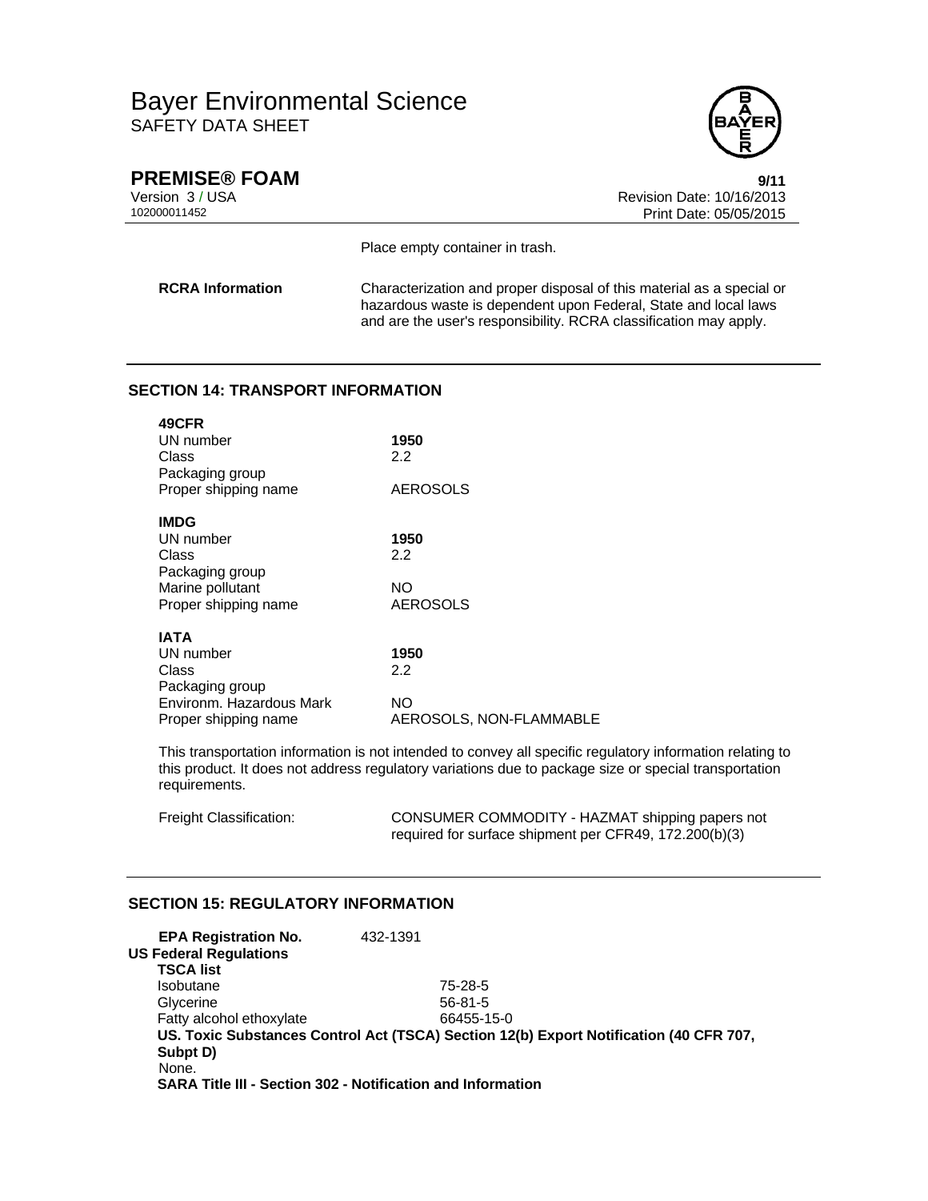Place empty container in trash.

| | |
|---|---|
| **RCRA Information** | Characterization and proper disposal of this material as a special or hazardous waste is dependent upon Federal, State and local laws and are the user's responsibility. RCRA classification may apply. |

## SECTION 14: TRANSPORT INFORMATION

**49CFR**

| | |
|---|---|
| UN number | **1950** |
| Class | 2.2 |
| Packaging group | |
| Proper shipping name | AEROSOLS |

**IMDG**

| | |
|---|---|
| UN number | **1950** |
| Class | 2.2 |
| Packaging group | |
| Marine pollutant | NO |
| Proper shipping name | AEROSOLS |

**IATA**

| | |
|---|---|
| UN number | **1950** |
| Class | 2.2 |
| Packaging group | |
| Environm. Hazardous Mark | NO |
| Proper shipping name | AEROSOLS, NON-FLAMMABLE |

This transportation information is not intended to convey all specific regulatory information relating to this product. It does not address regulatory variations due to package size or special transportation requirements.

| | |
|---|---|
| Freight Classification: | CONSUMER COMMODITY - HAZMAT shipping papers not required for surface shipment per CFR49, 172.200(b)(3) |

## SECTION 15: REGULATORY INFORMATION

**EPA Registration No.** 432-1391

**US Federal Regulations**

**TSCA list**

| | |
|---|---|
| Isobutane | 75-28-5 |
| Glycerine | 56-81-5 |
| Fatty alcohol ethoxylate | 66455-15-0 |

**US. Toxic Substances Control Act (TSCA) Section 12(b) Export Notification (40 CFR 707, Subpt D)**

None.

**SARA Title III - Section 302 - Notification and Information**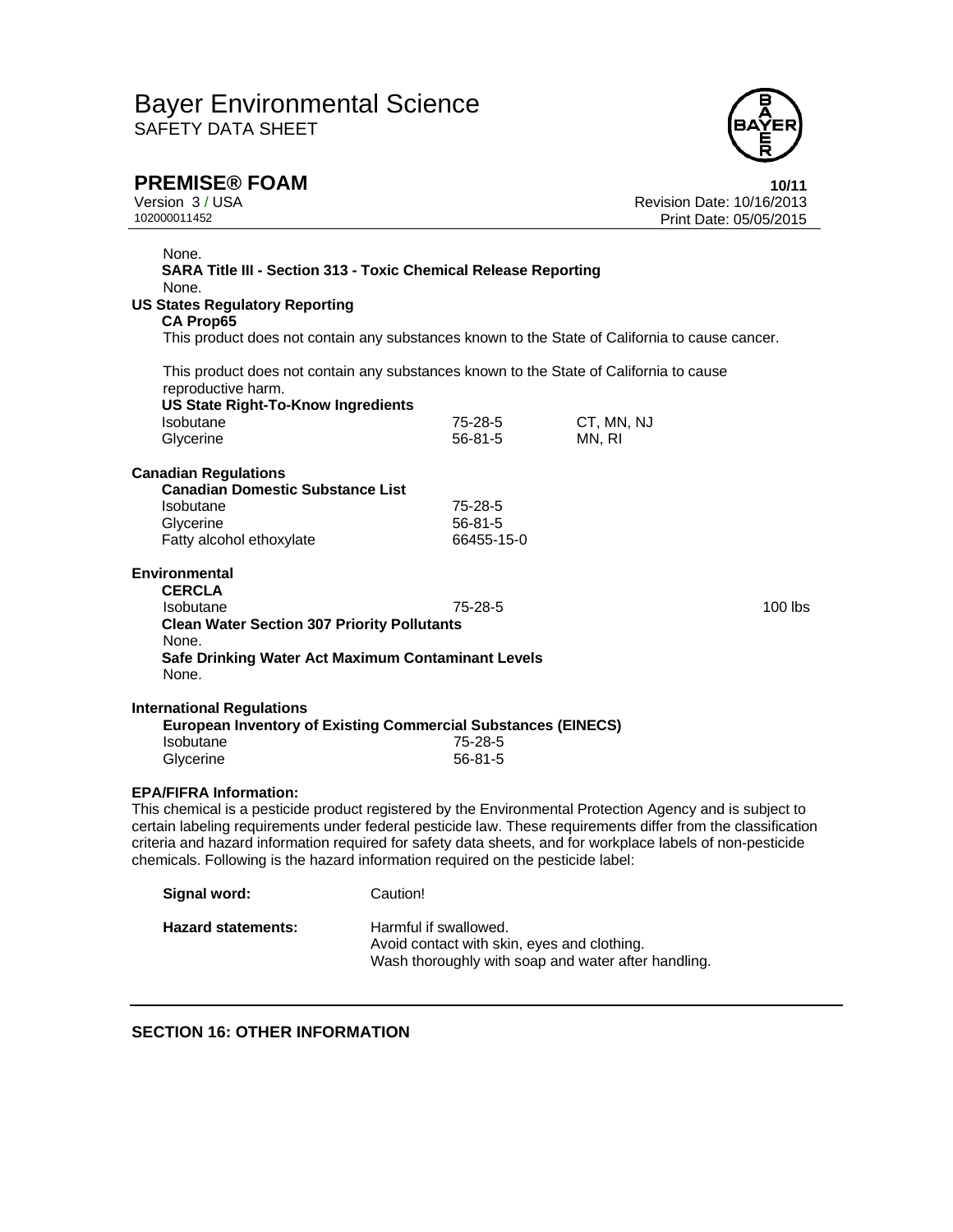None.

**SARA Title III - Section 313 - Toxic Chemical Release Reporting**

None.

**US States Regulatory Reporting**

**CA Prop65**

This product does not contain any substances known to the State of California to cause cancer.

This product does not contain any substances known to the State of California to cause reproductive harm.

**US State Right-To-Know Ingredients**

| | | |
|---|---|---|
| Isobutane | 75-28-5 | CT, MN, NJ |
| Glycerine | 56-81-5 | MN, RI |

**Canadian Regulations**

**Canadian Domestic Substance List**

| | |
|---|---|
| Isobutane | 75-28-5 |
| Glycerine | 56-81-5 |
| Fatty alcohol ethoxylate | 66455-15-0 |

**Environmental**

**CERCLA**

| | | |
|---|---|---|
| Isobutane | 75-28-5 | 100 lbs |

**Clean Water Section 307 Priority Pollutants**

None.

**Safe Drinking Water Act Maximum Contaminant Levels**

None.

**International Regulations**

**European Inventory of Existing Commercial Substances (EINECS)**

| | |
|---|---|
| Isobutane | 75-28-5 |
| Glycerine | 56-81-5 |

**EPA/FIFRA Information:**

This chemical is a pesticide product registered by the Environmental Protection Agency and is subject to certain labeling requirements under federal pesticide law. These requirements differ from the classification criteria and hazard information required for safety data sheets, and for workplace labels of non-pesticide chemicals. Following is the hazard information required on the pesticide label:

**Signal word:** Caution!

**Hazard statements:** Harmful if swallowed.
Avoid contact with skin, eyes and clothing.
Wash thoroughly with soap and water after handling.

## SECTION 16: OTHER INFORMATION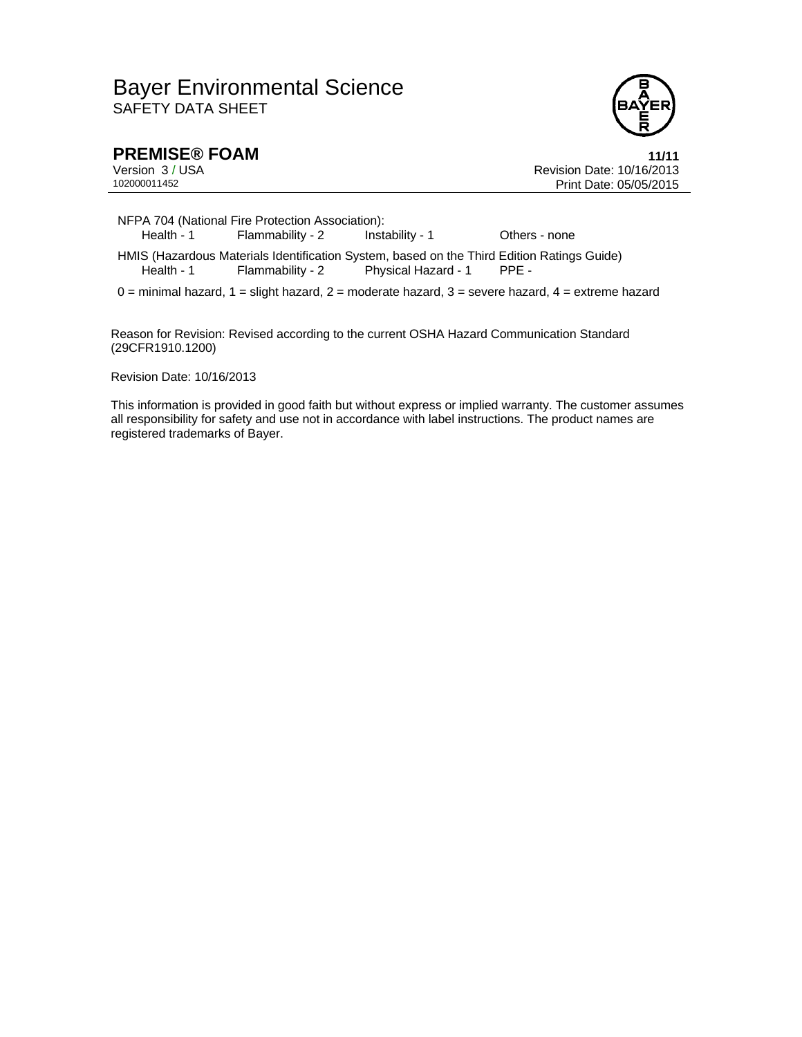NFPA 704 (National Fire Protection Association):

| | | | |
|---|---|---|---|
| Health - 1 | Flammability - 2 | Instability - 1 | Others - none |

HMIS (Hazardous Materials Identification System, based on the Third Edition Ratings Guide)

| | | | |
|---|---|---|---|
| Health - 1 | Flammability - 2 | Physical Hazard - 1 | PPE - |

0 = minimal hazard, 1 = slight hazard, 2 = moderate hazard, 3 = severe hazard, 4 = extreme hazard

Reason for Revision: Revised according to the current OSHA Hazard Communication Standard (29CFR1910.1200)

Revision Date: 10/16/2013

This information is provided in good faith but without express or implied warranty. The customer assumes all responsibility for safety and use not in accordance with label instructions. The product names are registered trademarks of Bayer.